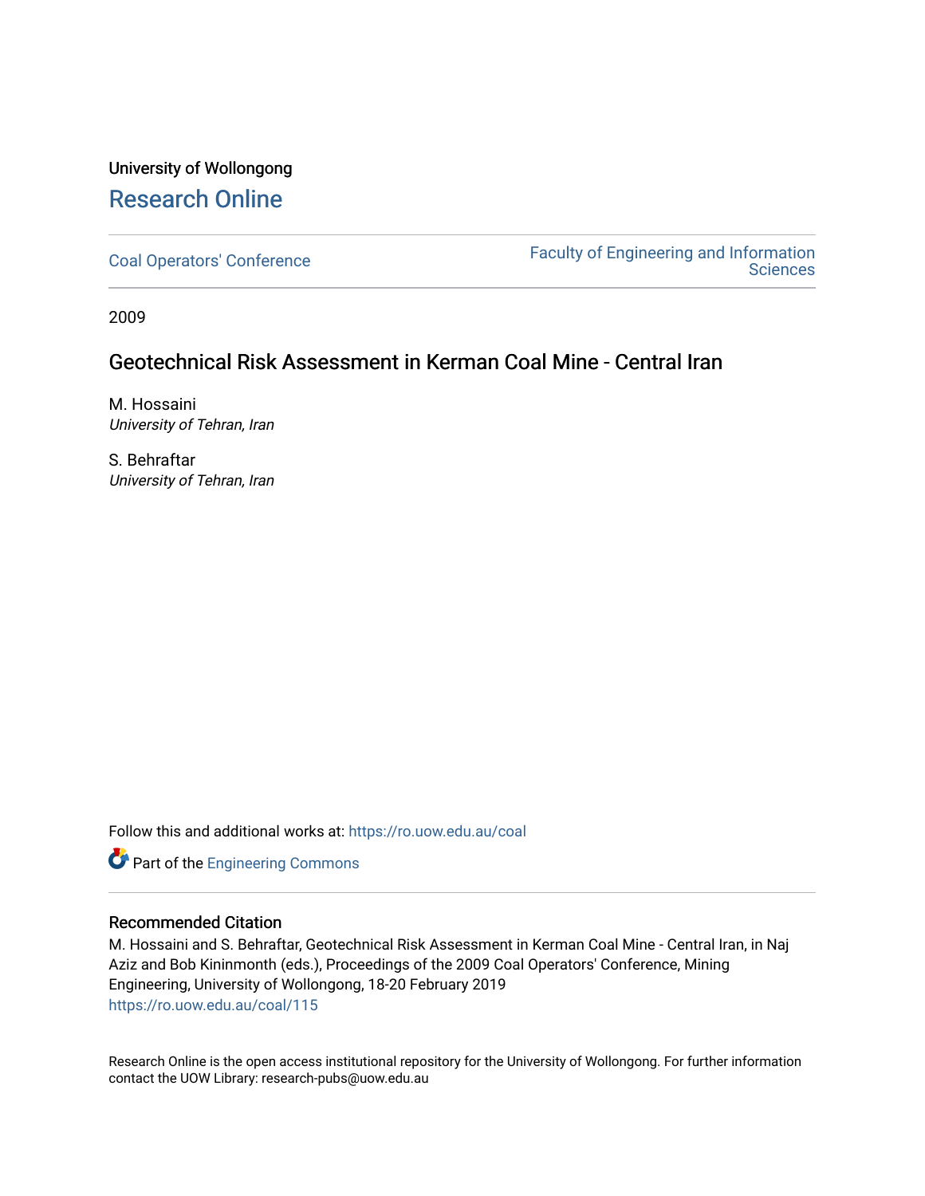University of Wollongong

# Research Online

Coal Operators' Conference

Faculty of Engineering and Information Sciences

2009

## Geotechnical Risk Assessment in Kerman Coal Mine - Central Iran

M. Hossaini
*University of Tehran, Iran*

S. Behraftar
*University of Tehran, Iran*

Follow this and additional works at: https://ro.uow.edu.au/coal

Part of the Engineering Commons

### Recommended Citation

M. Hossaini and S. Behraftar, Geotechnical Risk Assessment in Kerman Coal Mine - Central Iran, in Naj Aziz and Bob Kininmonth (eds.), Proceedings of the 2009 Coal Operators' Conference, Mining Engineering, University of Wollongong, 18-20 February 2019
https://ro.uow.edu.au/coal/115

Research Online is the open access institutional repository for the University of Wollongong. For further information contact the UOW Library: research-pubs@uow.edu.au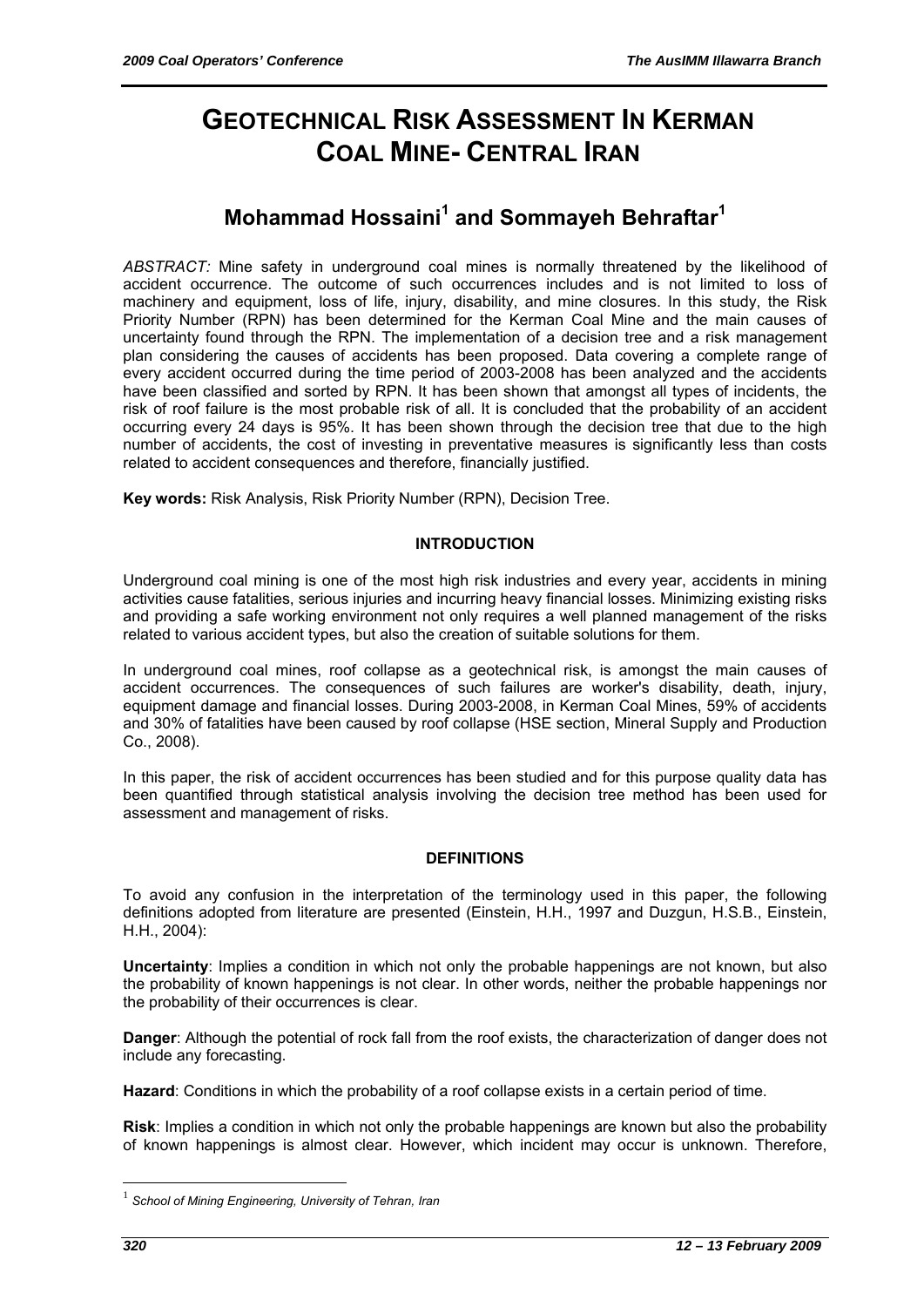# GEOTECHNICAL RISK ASSESSMENT IN KERMAN COAL MINE- CENTRAL IRAN

## Mohammad Hossaini[1] and Sommayeh Behraftar[1]

*ABSTRACT:* Mine safety in underground coal mines is normally threatened by the likelihood of accident occurrence. The outcome of such occurrences includes and is not limited to loss of machinery and equipment, loss of life, injury, disability, and mine closures. In this study, the Risk Priority Number (RPN) has been determined for the Kerman Coal Mine and the main causes of uncertainty found through the RPN. The implementation of a decision tree and a risk management plan considering the causes of accidents has been proposed. Data covering a complete range of every accident occurred during the time period of 2003-2008 has been analyzed and the accidents have been classified and sorted by RPN. It has been shown that amongst all types of incidents, the risk of roof failure is the most probable risk of all. It is concluded that the probability of an accident occurring every 24 days is 95%. It has been shown through the decision tree that due to the high number of accidents, the cost of investing in preventative measures is significantly less than costs related to accident consequences and therefore, financially justified.

**Key words:** Risk Analysis, Risk Priority Number (RPN), Decision Tree.

### INTRODUCTION

Underground coal mining is one of the most high risk industries and every year, accidents in mining activities cause fatalities, serious injuries and incurring heavy financial losses. Minimizing existing risks and providing a safe working environment not only requires a well planned management of the risks related to various accident types, but also the creation of suitable solutions for them.

In underground coal mines, roof collapse as a geotechnical risk, is amongst the main causes of accident occurrences. The consequences of such failures are worker's disability, death, injury, equipment damage and financial losses. During 2003-2008, in Kerman Coal Mines, 59% of accidents and 30% of fatalities have been caused by roof collapse (HSE section, Mineral Supply and Production Co., 2008).

In this paper, the risk of accident occurrences has been studied and for this purpose quality data has been quantified through statistical analysis involving the decision tree method has been used for assessment and management of risks.

### DEFINITIONS

To avoid any confusion in the interpretation of the terminology used in this paper, the following definitions adopted from literature are presented (Einstein, H.H., 1997 and Duzgun, H.S.B., Einstein, H.H., 2004):

**Uncertainty**: Implies a condition in which not only the probable happenings are not known, but also the probability of known happenings is not clear. In other words, neither the probable happenings nor the probability of their occurrences is clear.

**Danger**: Although the potential of rock fall from the roof exists, the characterization of danger does not include any forecasting.

**Hazard**: Conditions in which the probability of a roof collapse exists in a certain period of time.

**Risk**: Implies a condition in which not only the probable happenings are known but also the probability of known happenings is almost clear. However, which incident may occur is unknown. Therefore,

---

[1] *School of Mining Engineering, University of Tehran, Iran*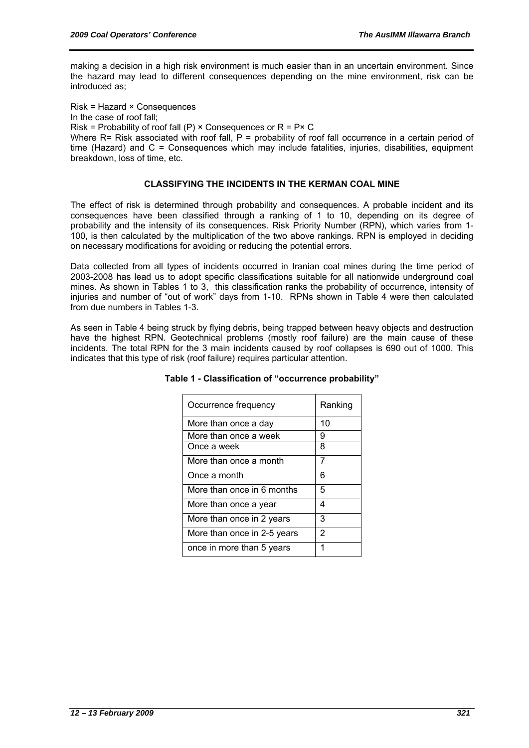making a decision in a high risk environment is much easier than in an uncertain environment. Since the hazard may lead to different consequences depending on the mine environment, risk can be introduced as;

Risk = Hazard × Consequences

In the case of roof fall;

Risk = Probability of roof fall (P) × Consequences or R = P× C

Where R= Risk associated with roof fall, P = probability of roof fall occurrence in a certain period of time (Hazard) and C = Consequences which may include fatalities, injuries, disabilities, equipment breakdown, loss of time, etc.

## CLASSIFYING THE INCIDENTS IN THE KERMAN COAL MINE

The effect of risk is determined through probability and consequences. A probable incident and its consequences have been classified through a ranking of 1 to 10, depending on its degree of probability and the intensity of its consequences. Risk Priority Number (RPN), which varies from 1-100, is then calculated by the multiplication of the two above rankings. RPN is employed in deciding on necessary modifications for avoiding or reducing the potential errors.

Data collected from all types of incidents occurred in Iranian coal mines during the time period of 2003-2008 has lead us to adopt specific classifications suitable for all nationwide underground coal mines. As shown in Tables 1 to 3, this classification ranks the probability of occurrence, intensity of injuries and number of "out of work" days from 1-10. RPNs shown in Table 4 were then calculated from due numbers in Tables 1-3.

As seen in Table 4 being struck by flying debris, being trapped between heavy objects and destruction have the highest RPN. Geotechnical problems (mostly roof failure) are the main cause of these incidents. The total RPN for the 3 main incidents caused by roof collapses is 690 out of 1000. This indicates that this type of risk (roof failure) requires particular attention.

**Table 1 - Classification of "occurrence probability"**

| Occurrence frequency | Ranking |
|---|---|
| More than once a day | 10 |
| More than once a week | 9 |
| Once a week | 8 |
| More than once a month | 7 |
| Once a month | 6 |
| More than once in 6 months | 5 |
| More than once a year | 4 |
| More than once in 2 years | 3 |
| More than once in 2-5 years | 2 |
| once in more than 5 years | 1 |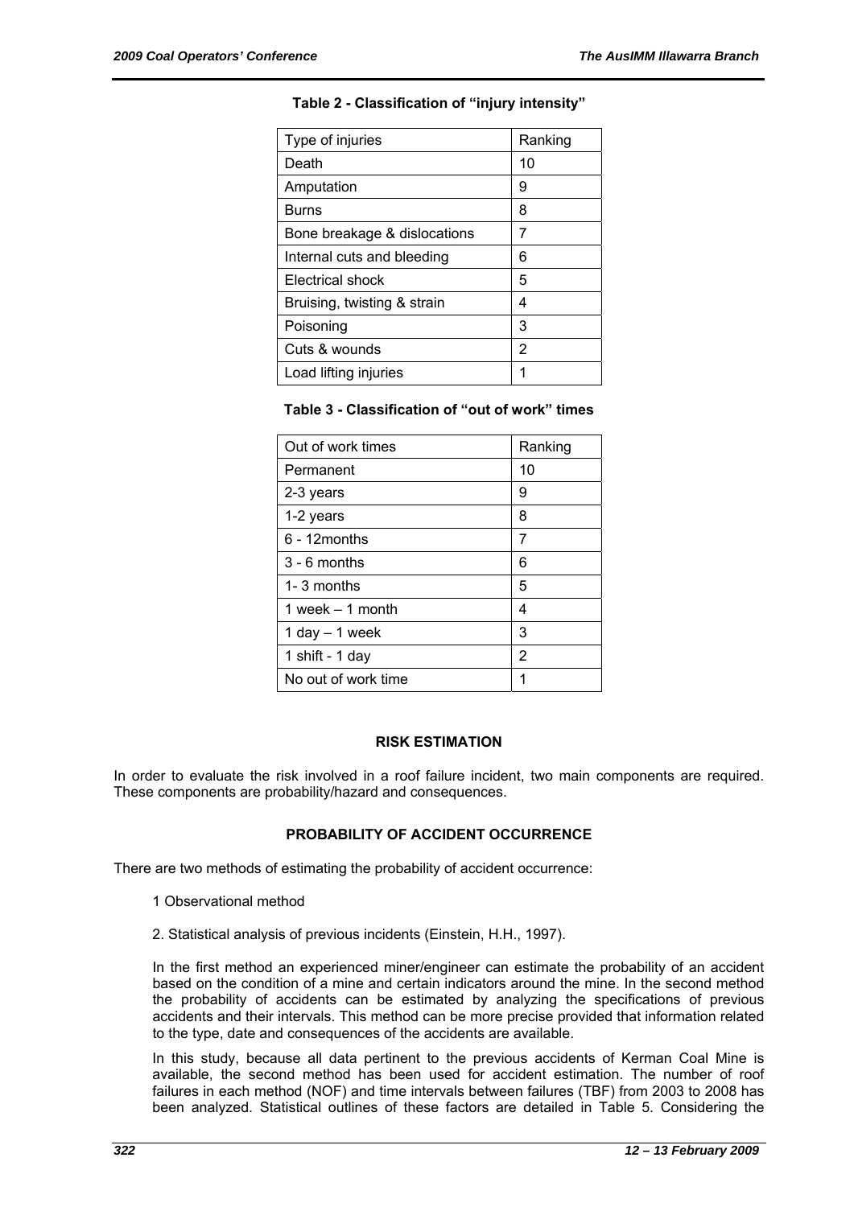**Table 2 - Classification of "injury intensity"**

| Type of injuries | Ranking |
|---|---|
| Death | 10 |
| Amputation | 9 |
| Burns | 8 |
| Bone breakage & dislocations | 7 |
| Internal cuts and bleeding | 6 |
| Electrical shock | 5 |
| Bruising, twisting & strain | 4 |
| Poisoning | 3 |
| Cuts & wounds | 2 |
| Load lifting injuries | 1 |

**Table 3 - Classification of "out of work" times**

| Out of work times | Ranking |
|---|---|
| Permanent | 10 |
| 2-3 years | 9 |
| 1-2 years | 8 |
| 6 - 12months | 7 |
| 3 - 6 months | 6 |
| 1- 3 months | 5 |
| 1 week – 1 month | 4 |
| 1 day – 1 week | 3 |
| 1 shift - 1 day | 2 |
| No out of work time | 1 |

## RISK ESTIMATION

In order to evaluate the risk involved in a roof failure incident, two main components are required. These components are probability/hazard and consequences.

## PROBABILITY OF ACCIDENT OCCURRENCE

There are two methods of estimating the probability of accident occurrence:

1 Observational method

2. Statistical analysis of previous incidents (Einstein, H.H., 1997).

In the first method an experienced miner/engineer can estimate the probability of an accident based on the condition of a mine and certain indicators around the mine. In the second method the probability of accidents can be estimated by analyzing the specifications of previous accidents and their intervals. This method can be more precise provided that information related to the type, date and consequences of the accidents are available.

In this study, because all data pertinent to the previous accidents of Kerman Coal Mine is available, the second method has been used for accident estimation. The number of roof failures in each method (NOF) and time intervals between failures (TBF) from 2003 to 2008 has been analyzed. Statistical outlines of these factors are detailed in Table 5. Considering the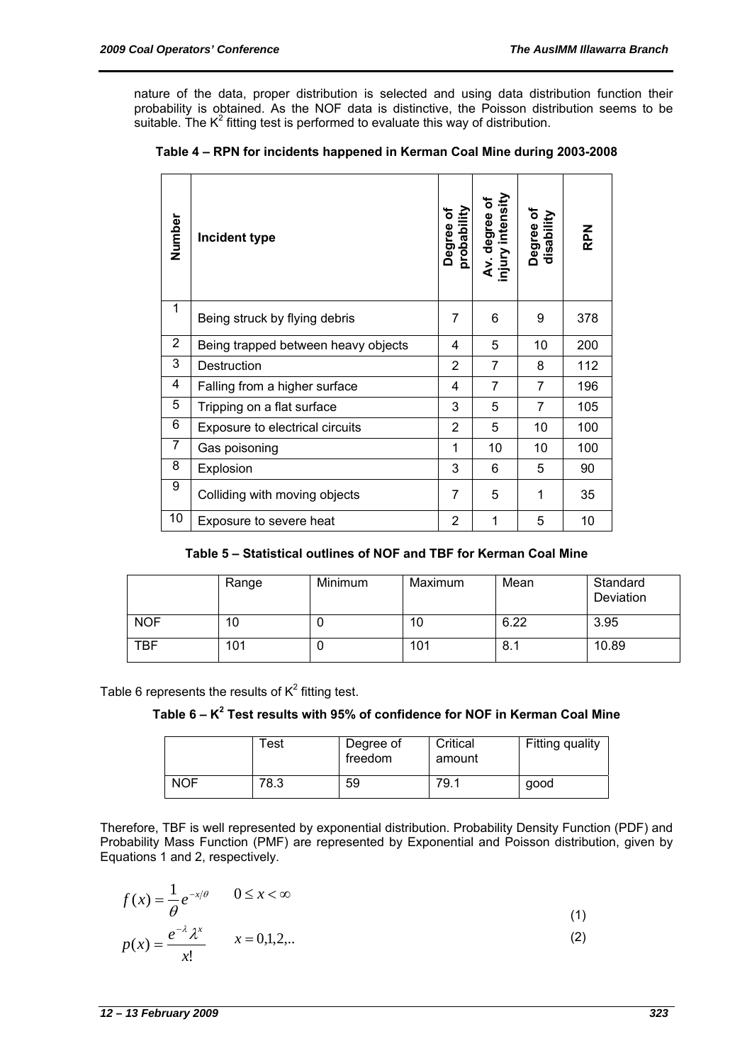nature of the data, proper distribution is selected and using data distribution function their probability is obtained. As the NOF data is distinctive, the Poisson distribution seems to be suitable. The $K^2$ fitting test is performed to evaluate this way of distribution.

**Table 4 – RPN for incidents happened in Kerman Coal Mine during 2003-2008**

| Number | Incident type | Degree of probability | Av. degree of injury intensity | Degree of disability | RPN |
|---|---|---|---|---|---|
| 1 | Being struck by flying debris | 7 | 6 | 9 | 378 |
| 2 | Being trapped between heavy objects | 4 | 5 | 10 | 200 |
| 3 | Destruction | 2 | 7 | 8 | 112 |
| 4 | Falling from a higher surface | 4 | 7 | 7 | 196 |
| 5 | Tripping on a flat surface | 3 | 5 | 7 | 105 |
| 6 | Exposure to electrical circuits | 2 | 5 | 10 | 100 |
| 7 | Gas poisoning | 1 | 10 | 10 | 100 |
| 8 | Explosion | 3 | 6 | 5 | 90 |
| 9 | Colliding with moving objects | 7 | 5 | 1 | 35 |
| 10 | Exposure to severe heat | 2 | 1 | 5 | 10 |

**Table 5 – Statistical outlines of NOF and TBF for Kerman Coal Mine**

| | Range | Minimum | Maximum | Mean | Standard Deviation |
|---|---|---|---|---|---|
| NOF | 10 | 0 | 10 | 6.22 | 3.95 |
| TBF | 101 | 0 | 101 | 8.1 | 10.89 |

Table 6 represents the results of $K^2$ fitting test.

**Table 6 – $K^2$ Test results with 95% of confidence for NOF in Kerman Coal Mine**

| | Test | Degree of freedom | Critical amount | Fitting quality |
|---|---|---|---|---|
| NOF | 78.3 | 59 | 79.1 | good |

Therefore, TBF is well represented by exponential distribution. Probability Density Function (PDF) and Probability Mass Function (PMF) are represented by Exponential and Poisson distribution, given by Equations 1 and 2, respectively.

$$f(x) = \frac{1}{\theta} e^{-x/\theta} \qquad 0 \le x < \infty \tag{1}$$

$$p(x) = \frac{e^{-\lambda} \lambda^{x}}{x!} \qquad x = 0,1,2,.. \tag{2}$$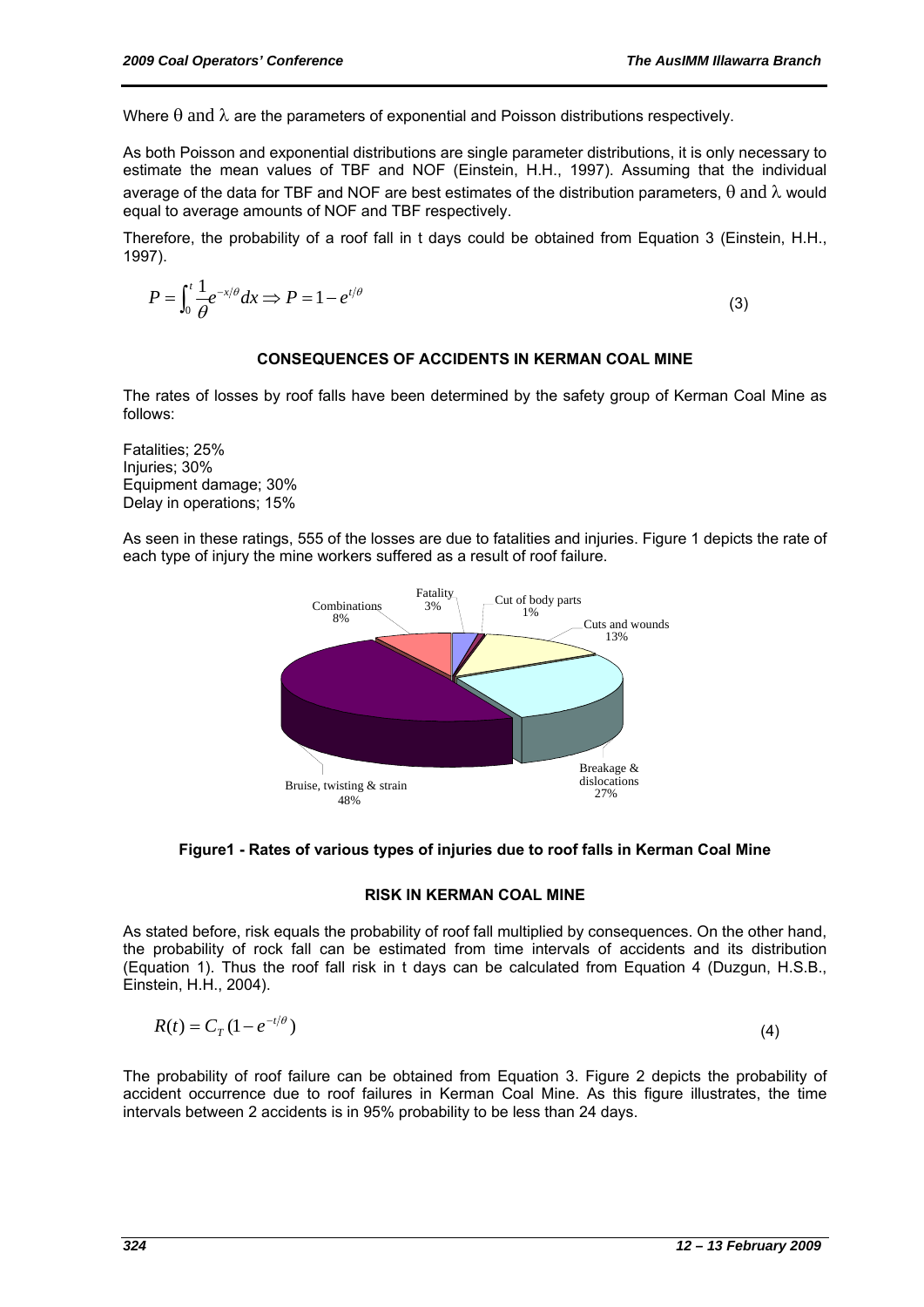Where θ and λ are the parameters of exponential and Poisson distributions respectively.

As both Poisson and exponential distributions are single parameter distributions, it is only necessary to estimate the mean values of TBF and NOF (Einstein, H.H., 1997). Assuming that the individual average of the data for TBF and NOF are best estimates of the distribution parameters, θ and λ would equal to average amounts of NOF and TBF respectively.

Therefore, the probability of a roof fall in t days could be obtained from Equation 3 (Einstein, H.H., 1997).

$$P = \int_0^t \frac{1}{\theta} e^{-x/\theta} dx \Rightarrow P = 1 - e^{t/\theta} \tag{3}$$

## CONSEQUENCES OF ACCIDENTS IN KERMAN COAL MINE

The rates of losses by roof falls have been determined by the safety group of Kerman Coal Mine as follows:

Fatalities; 25%
Injuries; 30%
Equipment damage; 30%
Delay in operations; 15%

As seen in these ratings, 555 of the losses are due to fatalities and injuries. Figure 1 depicts the rate of each type of injury the mine workers suffered as a result of roof failure.

Fatality 3%, Cut of body parts 1%, Cuts and wounds 13%, Breakage & dislocations 27%, Bruise, twisting & strain 48%, Combinations 8%

**Figure1 - Rates of various types of injuries due to roof falls in Kerman Coal Mine**

## RISK IN KERMAN COAL MINE

As stated before, risk equals the probability of roof fall multiplied by consequences. On the other hand, the probability of rock fall can be estimated from time intervals of accidents and its distribution (Equation 1). Thus the roof fall risk in t days can be calculated from Equation 4 (Duzgun, H.S.B., Einstein, H.H., 2004).

$$R(t) = C_T (1 - e^{-t/\theta}) \tag{4}$$

The probability of roof failure can be obtained from Equation 3. Figure 2 depicts the probability of accident occurrence due to roof failures in Kerman Coal Mine. As this figure illustrates, the time intervals between 2 accidents is in 95% probability to be less than 24 days.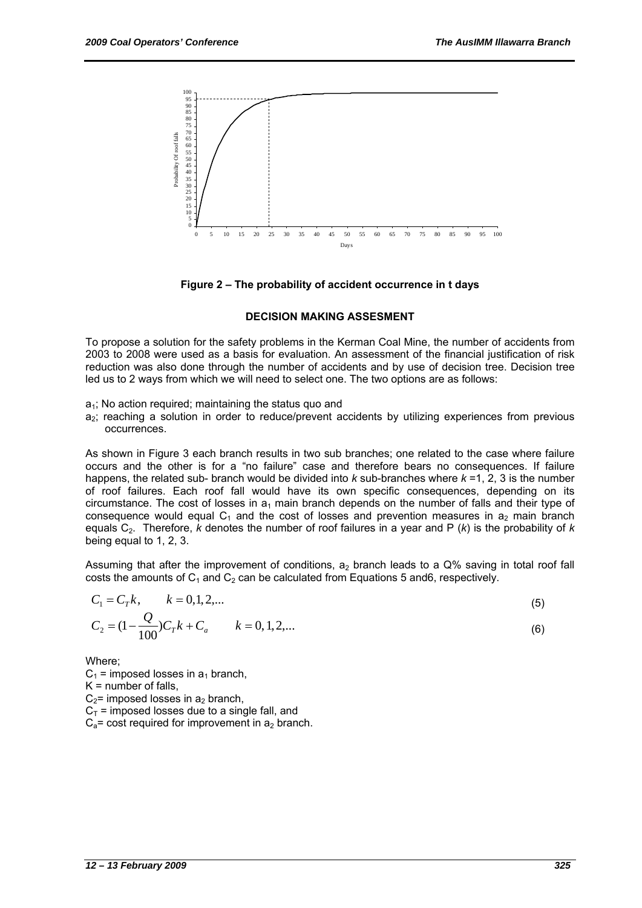Figure 2 – The probability of accident occurrence in t days

## DECISION MAKING ASSESMENT

To propose a solution for the safety problems in the Kerman Coal Mine, the number of accidents from 2003 to 2008 were used as a basis for evaluation. An assessment of the financial justification of risk reduction was also done through the number of accidents and by use of decision tree. Decision tree led us to 2 ways from which we will need to select one. The two options are as follows:

- $a_1$; No action required; maintaining the status quo and
- $a_2$; reaching a solution in order to reduce/prevent accidents by utilizing experiences from previous occurrences.

As shown in Figure 3 each branch results in two sub branches; one related to the case where failure occurs and the other is for a "no failure" case and therefore bears no consequences. If failure happens, the related sub- branch would be divided into $k$ sub-branches where $k$ =1, 2, 3 is the number of roof failures. Each roof fall would have its own specific consequences, depending on its circumstance. The cost of losses in $a_1$ main branch depends on the number of falls and their type of consequence would equal $C_1$ and the cost of losses and prevention measures in $a_2$ main branch equals $C_2$. Therefore, $k$ denotes the number of roof failures in a year and P ($k$) is the probability of $k$ being equal to 1, 2, 3.

Assuming that after the improvement of conditions, $a_2$ branch leads to a Q% saving in total roof fall costs the amounts of $C_1$ and $C_2$ can be calculated from Equations 5 and6, respectively.

$$C_1 = C_T k, \qquad k = 0,1,2,... \tag{5}$$

$$C_2 = (1 - \frac{Q}{100})C_T k + C_a \qquad k = 0,1,2,... \tag{6}$$

Where;

$C_1$ = imposed losses in $a_1$ branch,

K = number of falls,

$C_2$= imposed losses in $a_2$ branch,

$C_T$ = imposed losses due to a single fall, and

$C_a$= cost required for improvement in $a_2$ branch.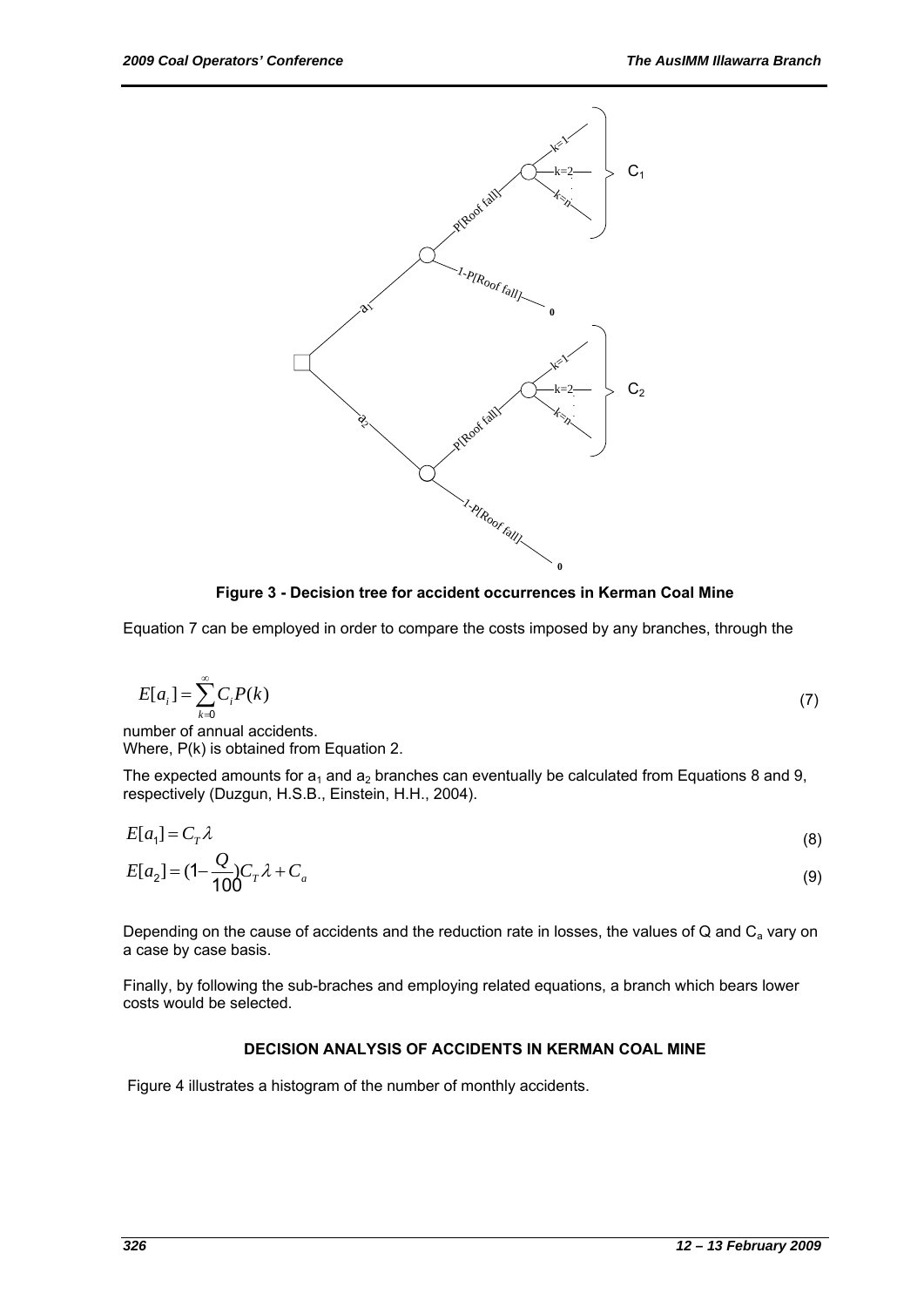**Figure 3 - Decision tree for accident occurrences in Kerman Coal Mine**

Equation 7 can be employed in order to compare the costs imposed by any branches, through the number of annual accidents.

$$E[a_i] = \sum_{k=0}^{\infty} C_i P(k) \tag{7}$$

Where, P(k) is obtained from Equation 2.

The expected amounts for $a_1$ and $a_2$ branches can eventually be calculated from Equations 8 and 9, respectively (Duzgun, H.S.B., Einstein, H.H., 2004).

$$E[a_1] = C_T \lambda \tag{8}$$

$$E[a_2] = (1 - \frac{Q}{100}) C_T \lambda + C_a \tag{9}$$

Depending on the cause of accidents and the reduction rate in losses, the values of Q and $C_a$ vary on a case by case basis.

Finally, by following the sub-braches and employing related equations, a branch which bears lower costs would be selected.

## DECISION ANALYSIS OF ACCIDENTS IN KERMAN COAL MINE

Figure 4 illustrates a histogram of the number of monthly accidents.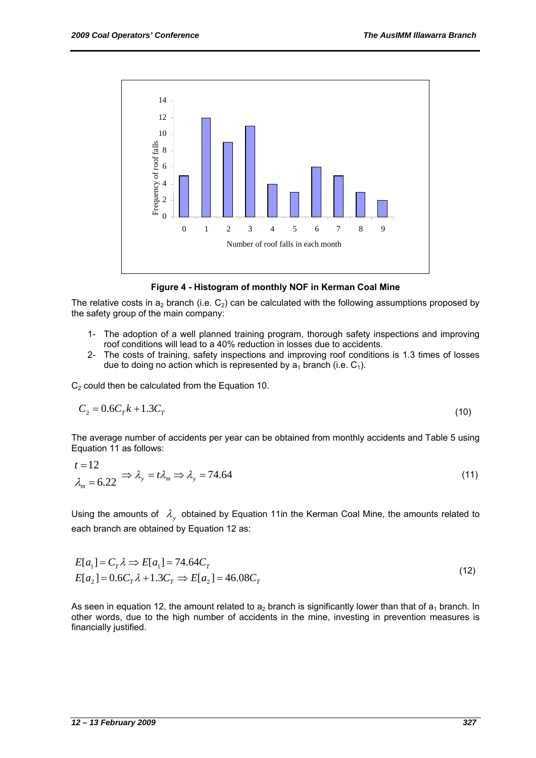Figure 4 - Histogram of monthly NOF in Kerman Coal Mine

The relative costs in $a_2$ branch (i.e. $C_2$) can be calculated with the following assumptions proposed by the safety group of the main company:

1- The adoption of a well planned training program, thorough safety inspections and improving roof conditions will lead to a 40% reduction in losses due to accidents.
2- The costs of training, safety inspections and improving roof conditions is 1.3 times of losses due to doing no action which is represented by $a_1$ branch (i.e. $C_1$).

$C_2$ could then be calculated from the Equation 10.

$$C_2 = 0.6C_T k + 1.3C_T \tag{10}$$

The average number of accidents per year can be obtained from monthly accidents and Table 5 using Equation 11 as follows:

$$\begin{aligned} t &= 12 \\ \lambda_m &= 6.22 \end{aligned} \Rightarrow \lambda_y = t\lambda_m \Rightarrow \lambda_y = 74.64 \tag{11}$$

Using the amounts of $\lambda_y$ obtained by Equation 11in the Kerman Coal Mine, the amounts related to each branch are obtained by Equation 12 as:

$$\begin{aligned} E[a_1] &= C_T \lambda \Rightarrow E[a_1] = 74.64C_T \\ E[a_2] &= 0.6C_T \lambda + 1.3C_T \Rightarrow E[a_2] = 46.08C_T \end{aligned} \tag{12}$$

As seen in equation 12, the amount related to $a_2$ branch is significantly lower than that of $a_1$ branch. In other words, due to the high number of accidents in the mine, investing in prevention measures is financially justified.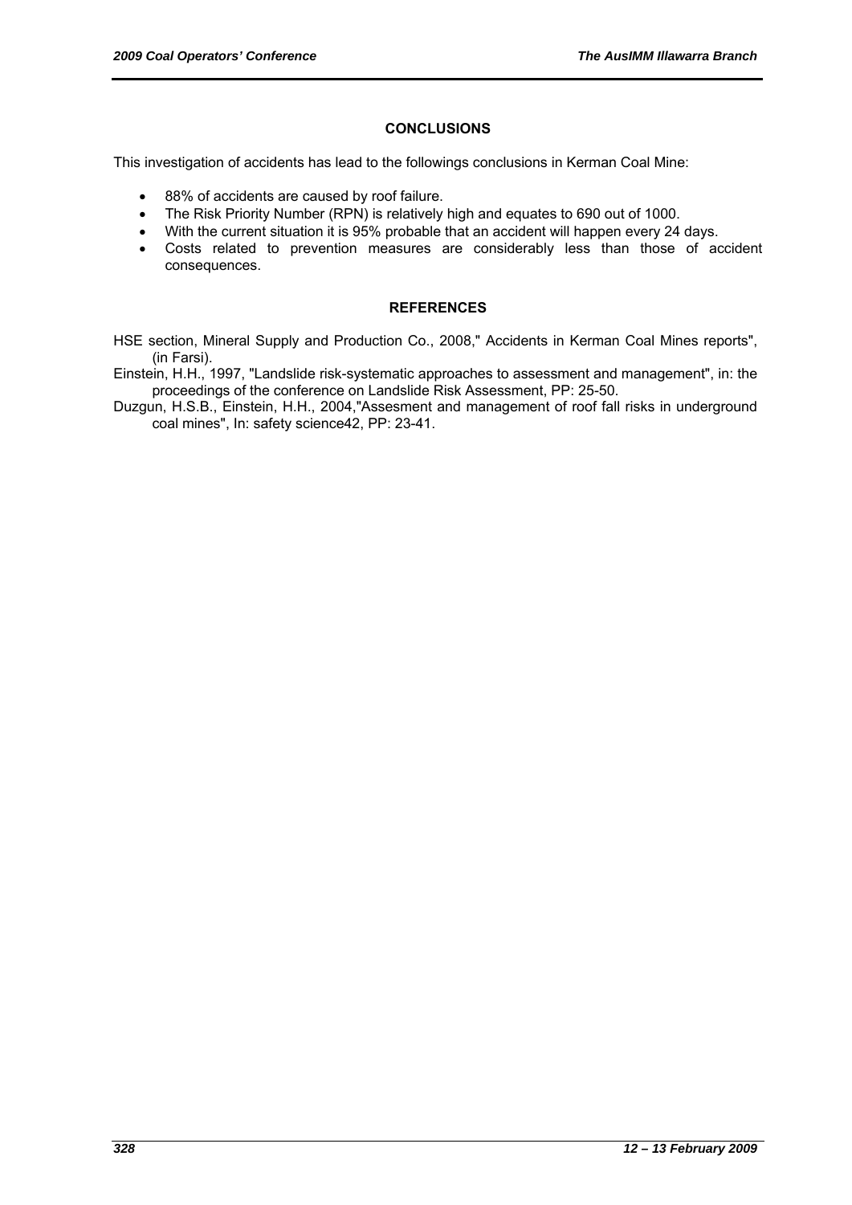## CONCLUSIONS

This investigation of accidents has lead to the followings conclusions in Kerman Coal Mine:

- 88% of accidents are caused by roof failure.
- The Risk Priority Number (RPN) is relatively high and equates to 690 out of 1000.
- With the current situation it is 95% probable that an accident will happen every 24 days.
- Costs related to prevention measures are considerably less than those of accident consequences.

## REFERENCES

HSE section, Mineral Supply and Production Co., 2008," Accidents in Kerman Coal Mines reports", (in Farsi).

Einstein, H.H., 1997, "Landslide risk-systematic approaches to assessment and management", in: the proceedings of the conference on Landslide Risk Assessment, PP: 25-50.

Duzgun, H.S.B., Einstein, H.H., 2004,"Assesment and management of roof fall risks in underground coal mines", In: safety science42, PP: 23-41.